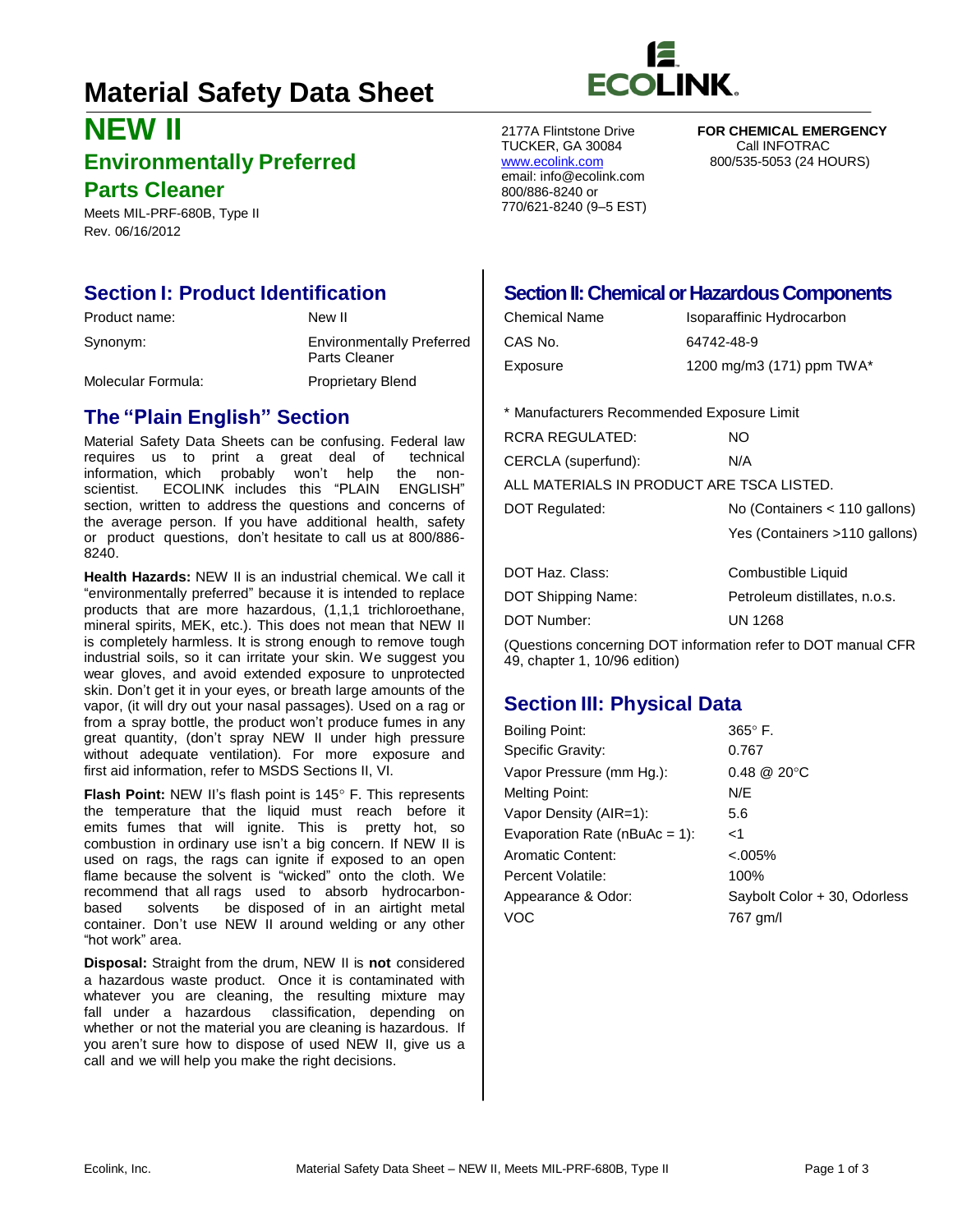# Material Safety Data Sheet

# NEW II

## Environmentally Preferred Parts Cleaner

Meets MIL-PRF-680B, Type II
Rev. 06/16/2012

ECOLINK

2177A Flintstone Drive
TUCKER, GA 30084
www.ecolink.com
email: info@ecolink.com
800/886-8240 or
770/621-8240 (9–5 EST)

**FOR CHEMICAL EMERGENCY**
Call INFOTRAC
800/535-5053 (24 HOURS)

## Section I: Product Identification

| | |
|---|---|
| Product name: | New II |
| Synonym: | Environmentally Preferred Parts Cleaner |
| Molecular Formula: | Proprietary Blend |

## The "Plain English" Section

Material Safety Data Sheets can be confusing. Federal law requires us to print a great deal of technical information, which probably won't help the non-scientist. ECOLINK includes this "PLAIN ENGLISH" section, written to address the questions and concerns of the average person. If you have additional health, safety or product questions, don't hesitate to call us at 800/886-8240.

**Health Hazards:** NEW II is an industrial chemical. We call it "environmentally preferred" because it is intended to replace products that are more hazardous, (1,1,1 trichloroethane, mineral spirits, MEK, etc.). This does not mean that NEW II is completely harmless. It is strong enough to remove tough industrial soils, so it can irritate your skin. We suggest you wear gloves, and avoid extended exposure to unprotected skin. Don't get it in your eyes, or breath large amounts of the vapor, (it will dry out your nasal passages). Used on a rag or from a spray bottle, the product won't produce fumes in any great quantity, (don't spray NEW II under high pressure without adequate ventilation). For more exposure and first aid information, refer to MSDS Sections II, VI.

**Flash Point:** NEW II's flash point is 145° F. This represents the temperature that the liquid must reach before it emits fumes that will ignite. This is pretty hot, so combustion in ordinary use isn't a big concern. If NEW II is used on rags, the rags can ignite if exposed to an open flame because the solvent is "wicked" onto the cloth. We recommend that all rags used to absorb hydrocarbon-based solvents be disposed of in an airtight metal container. Don't use NEW II around welding or any other "hot work" area.

**Disposal:** Straight from the drum, NEW II is **not** considered a hazardous waste product. Once it is contaminated with whatever you are cleaning, the resulting mixture may fall under a hazardous classification, depending on whether or not the material you are cleaning is hazardous. If you aren't sure how to dispose of used NEW II, give us a call and we will help you make the right decisions.

## Section II: Chemical or Hazardous Components

| | |
|---|---|
| Chemical Name | Isoparaffinic Hydrocarbon |
| CAS No. | 64742-48-9 |
| Exposure | 1200 mg/m3 (171) ppm TWA* |

\* Manufacturers Recommended Exposure Limit

| | |
|---|---|
| RCRA REGULATED: | NO |
| CERCLA (superfund): | N/A |

ALL MATERIALS IN PRODUCT ARE TSCA LISTED.

| | |
|---|---|
| DOT Regulated: | No (Containers < 110 gallons) |
| | Yes (Containers >110 gallons) |
| DOT Haz. Class: | Combustible Liquid |
| DOT Shipping Name: | Petroleum distillates, n.o.s. |
| DOT Number: | UN 1268 |

(Questions concerning DOT information refer to DOT manual CFR 49, chapter 1, 10/96 edition)

## Section III: Physical Data

| | |
|---|---|
| Boiling Point: | 365° F. |
| Specific Gravity: | 0.767 |
| Vapor Pressure (mm Hg.): | 0.48 @ 20°C |
| Melting Point: | N/E |
| Vapor Density (AIR=1): | 5.6 |
| Evaporation Rate (nBuAc = 1): | <1 |
| Aromatic Content: | <.005% |
| Percent Volatile: | 100% |
| Appearance & Odor: | Saybolt Color + 30, Odorless |
| VOC | 767 gm/l |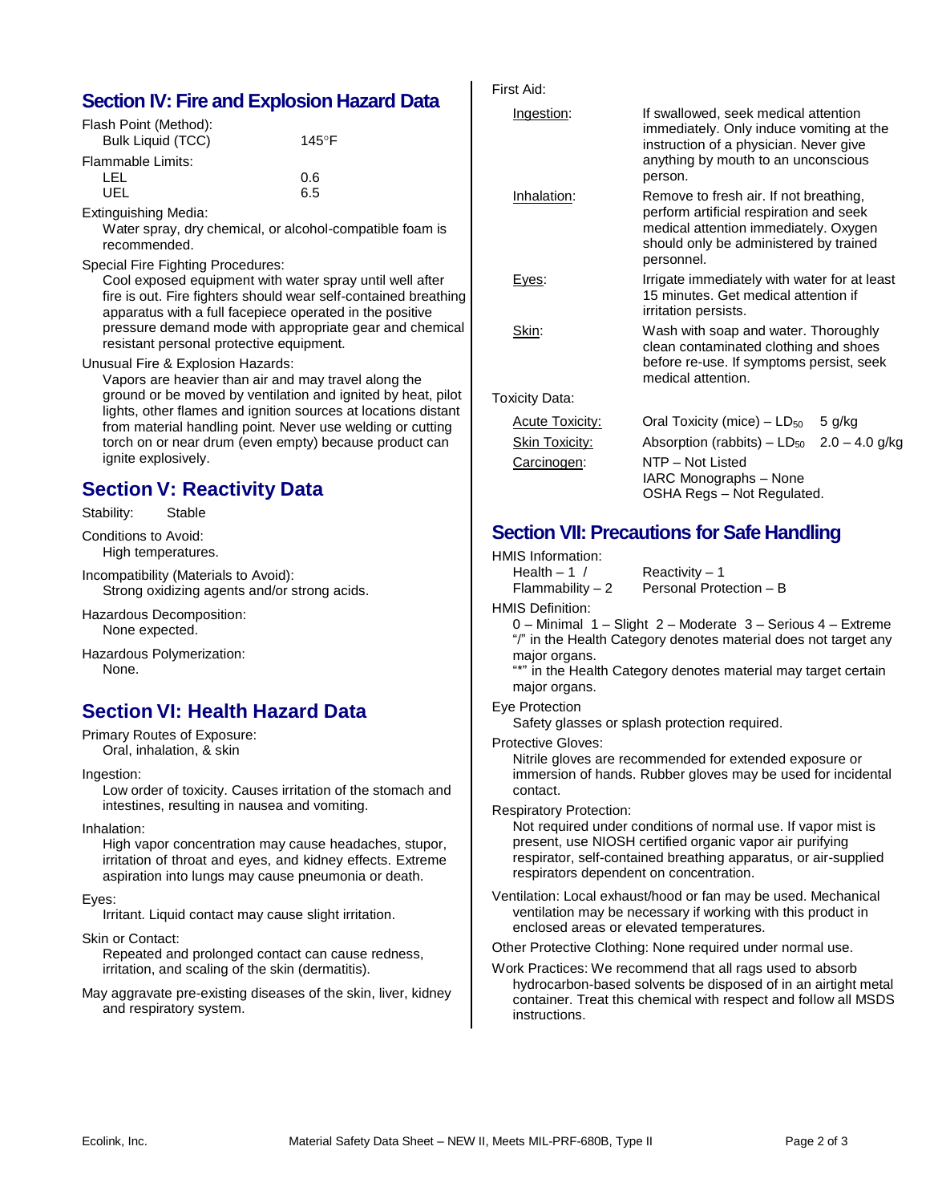## Section IV: Fire and Explosion Hazard Data

Flash Point (Method):
- Bulk Liquid (TCC) 145°F

Flammable Limits:
- LEL 0.6
- UEL 6.5

Extinguishing Media:
Water spray, dry chemical, or alcohol-compatible foam is recommended.

Special Fire Fighting Procedures:
Cool exposed equipment with water spray until well after fire is out. Fire fighters should wear self-contained breathing apparatus with a full facepiece operated in the positive pressure demand mode with appropriate gear and chemical resistant personal protective equipment.

Unusual Fire & Explosion Hazards:
Vapors are heavier than air and may travel along the ground or be moved by ventilation and ignited by heat, pilot lights, other flames and ignition sources at locations distant from material handling point. Never use welding or cutting torch on or near drum (even empty) because product can ignite explosively.

## Section V: Reactivity Data

Stability: Stable

Conditions to Avoid:
High temperatures.

Incompatibility (Materials to Avoid):
Strong oxidizing agents and/or strong acids.

Hazardous Decomposition:
None expected.

Hazardous Polymerization:
None.

## Section VI: Health Hazard Data

Primary Routes of Exposure:
Oral, inhalation, & skin

Ingestion:
Low order of toxicity. Causes irritation of the stomach and intestines, resulting in nausea and vomiting.

Inhalation:
High vapor concentration may cause headaches, stupor, irritation of throat and eyes, and kidney effects. Extreme aspiration into lungs may cause pneumonia or death.

Eyes:
Irritant. Liquid contact may cause slight irritation.

Skin or Contact:
Repeated and prolonged contact can cause redness, irritation, and scaling of the skin (dermatitis).

May aggravate pre-existing diseases of the skin, liver, kidney and respiratory system.

First Aid:

| | |
|---|---|
| Ingestion: | If swallowed, seek medical attention immediately. Only induce vomiting at the instruction of a physician. Never give anything by mouth to an unconscious person. |
| Inhalation: | Remove to fresh air. If not breathing, perform artificial respiration and seek medical attention immediately. Oxygen should only be administered by trained personnel. |
| Eyes: | Irrigate immediately with water for at least 15 minutes. Get medical attention if irritation persists. |
| Skin: | Wash with soap and water. Thoroughly clean contaminated clothing and shoes before re-use. If symptoms persist, seek medical attention. |

Toxicity Data:

| | | |
|---|---|---|
| Acute Toxicity: | Oral Toxicity (mice) – $LD_{50}$ | 5 g/kg |
| Skin Toxicity: | Absorption (rabbits) – $LD_{50}$ | 2.0 – 4.0 g/kg |
| Carcinogen: | NTP – Not Listed<br>IARC Monographs – None<br>OSHA Regs – Not Regulated. | |

## Section VII: Precautions for Safe Handling

HMIS Information:
- Health – 1 / Reactivity – 1
- Flammability – 2 Personal Protection – B

HMIS Definition:
0 – Minimal 1 – Slight 2 – Moderate 3 – Serious 4 – Extreme
"/" in the Health Category denotes material does not target any major organs.
"*" in the Health Category denotes material may target certain major organs.

Eye Protection
Safety glasses or splash protection required.

Protective Gloves:
Nitrile gloves are recommended for extended exposure or immersion of hands. Rubber gloves may be used for incidental contact.

Respiratory Protection:
Not required under conditions of normal use. If vapor mist is present, use NIOSH certified organic vapor air purifying respirator, self-contained breathing apparatus, or air-supplied respirators dependent on concentration.

Ventilation: Local exhaust/hood or fan may be used. Mechanical ventilation may be necessary if working with this product in enclosed areas or elevated temperatures.

Other Protective Clothing: None required under normal use.

Work Practices: We recommend that all rags used to absorb hydrocarbon-based solvents be disposed of in an airtight metal container. Treat this chemical with respect and follow all MSDS instructions.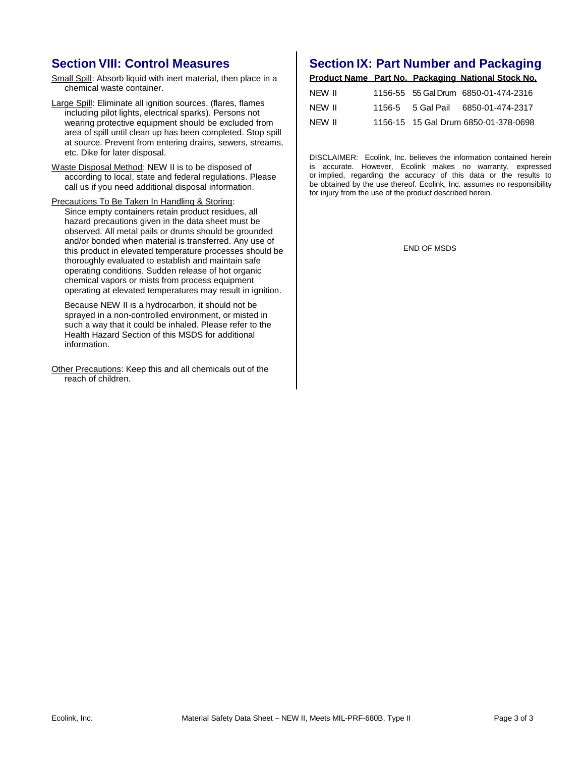## Section VIII: Control Measures

Small Spill: Absorb liquid with inert material, then place in a chemical waste container.

Large Spill: Eliminate all ignition sources, (flares, flames including pilot lights, electrical sparks). Persons not wearing protective equipment should be excluded from area of spill until clean up has been completed. Stop spill at source. Prevent from entering drains, sewers, streams, etc. Dike for later disposal.

Waste Disposal Method: NEW II is to be disposed of according to local, state and federal regulations. Please call us if you need additional disposal information.

Precautions To Be Taken In Handling & Storing: Since empty containers retain product residues, all hazard precautions given in the data sheet must be observed. All metal pails or drums should be grounded and/or bonded when material is transferred. Any use of this product in elevated temperature processes should be thoroughly evaluated to establish and maintain safe operating conditions. Sudden release of hot organic chemical vapors or mists from process equipment operating at elevated temperatures may result in ignition.

Because NEW II is a hydrocarbon, it should not be sprayed in a non-controlled environment, or misted in such a way that it could be inhaled. Please refer to the Health Hazard Section of this MSDS for additional information.

Other Precautions: Keep this and all chemicals out of the reach of children.

## Section IX: Part Number and Packaging

| Product Name | Part No. | Packaging | National Stock No. |
|---|---|---|---|
| NEW II | 1156-55 | 55 Gal Drum | 6850-01-474-2316 |
| NEW II | 1156-5 | 5 Gal Pail | 6850-01-474-2317 |
| NEW II | 1156-15 | 15 Gal Drum | 6850-01-378-0698 |

DISCLAIMER: Ecolink, Inc. believes the information contained herein is accurate. However, Ecolink makes no warranty, expressed or implied, regarding the accuracy of this data or the results to be obtained by the use thereof. Ecolink, Inc. assumes no responsibility for injury from the use of the product described herein.

END OF MSDS